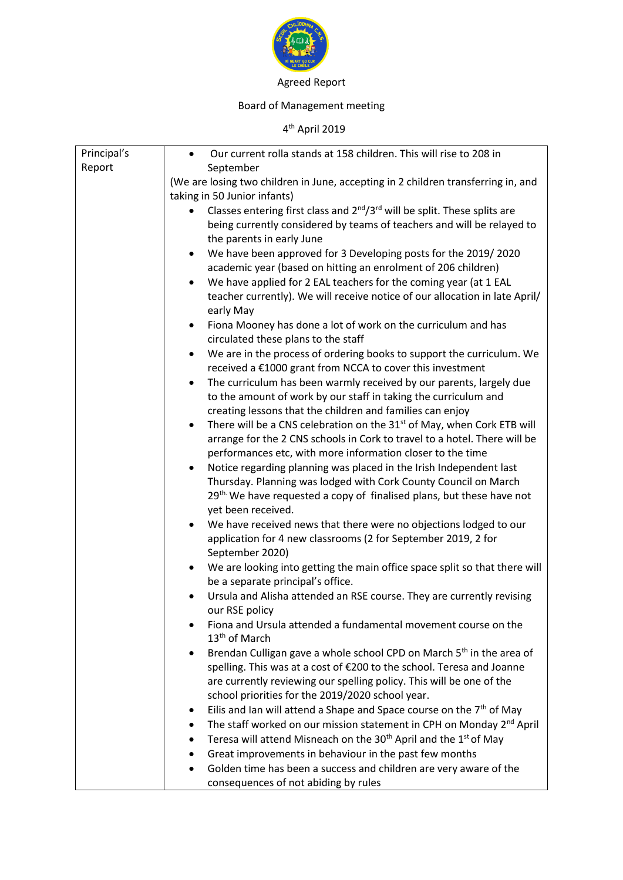Agreed Report

Board of Management meeting

4th April 2019

| Principal's Report | • Our current rolla stands at 158 children. This will rise to 208 in September<br>(We are losing two children in June, accepting in 2 children transferring in, and taking in 50 Junior infants)<br>• Classes entering first class and 2nd/3rd will be split. These splits are being currently considered by teams of teachers and will be relayed to the parents in early June<br>• We have been approved for 3 Developing posts for the 2019/ 2020 academic year (based on hitting an enrolment of 206 children)<br>• We have applied for 2 EAL teachers for the coming year (at 1 EAL teacher currently). We will receive notice of our allocation in late April/ early May<br>• Fiona Mooney has done a lot of work on the curriculum and has circulated these plans to the staff<br>• We are in the process of ordering books to support the curriculum. We received a €1000 grant from NCCA to cover this investment<br>• The curriculum has been warmly received by our parents, largely due to the amount of work by our staff in taking the curriculum and creating lessons that the children and families can enjoy<br>• There will be a CNS celebration on the 31st of May, when Cork ETB will arrange for the 2 CNS schools in Cork to travel to a hotel. There will be performances etc, with more information closer to the time<br>• Notice regarding planning was placed in the Irish Independent last Thursday. Planning was lodged with Cork County Council on March 29th. We have requested a copy of finalised plans, but these have not yet been received.<br>• We have received news that there were no objections lodged to our application for 4 new classrooms (2 for September 2019, 2 for September 2020)<br>• We are looking into getting the main office space split so that there will be a separate principal's office.<br>• Ursula and Alisha attended an RSE course. They are currently revising our RSE policy<br>• Fiona and Ursula attended a fundamental movement course on the 13th of March<br>• Brendan Culligan gave a whole school CPD on March 5th in the area of spelling. This was at a cost of €200 to the school. Teresa and Joanne are currently reviewing our spelling policy. This will be one of the school priorities for the 2019/2020 school year.<br>• Eilis and Ian will attend a Shape and Space course on the 7th of May<br>• The staff worked on our mission statement in CPH on Monday 2nd April<br>• Teresa will attend Misneach on the 30th April and the 1st of May<br>• Great improvements in behaviour in the past few months<br>• Golden time has been a success and children are very aware of the consequences of not abiding by rules |
|---|---|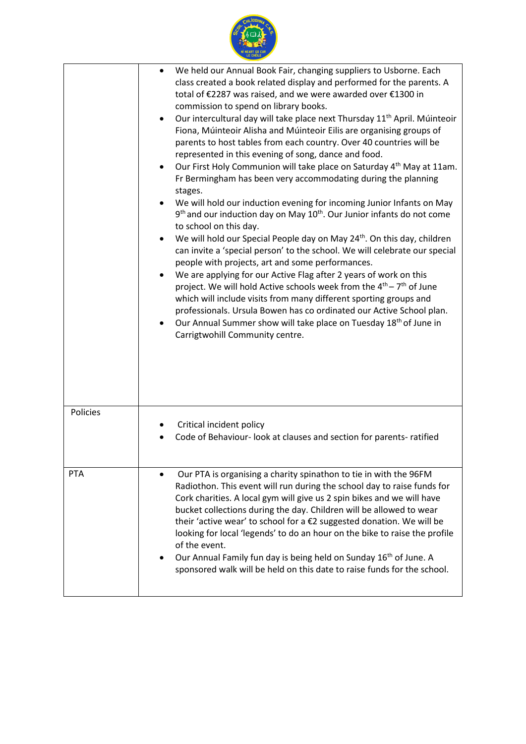| | |
|---|---|
| | • We held our Annual Book Fair, changing suppliers to Usborne. Each class created a book related display and performed for the parents. A total of €2287 was raised, and we were awarded over €1300 in commission to spend on library books.<br>• Our intercultural day will take place next Thursday 11th April. Múinteoir Fiona, Múinteoir Alisha and Múinteoir Eilis are organising groups of parents to host tables from each country. Over 40 countries will be represented in this evening of song, dance and food.<br>• Our First Holy Communion will take place on Saturday 4th May at 11am. Fr Bermingham has been very accommodating during the planning stages.<br>• We will hold our induction evening for incoming Junior Infants on May 9th and our induction day on May 10th. Our Junior infants do not come to school on this day.<br>• We will hold our Special People day on May 24th. On this day, children can invite a 'special person' to the school. We will celebrate our special people with projects, art and some performances.<br>• We are applying for our Active Flag after 2 years of work on this project. We will hold Active schools week from the 4th – 7th of June which will include visits from many different sporting groups and professionals. Ursula Bowen has co ordinated our Active School plan.<br>• Our Annual Summer show will take place on Tuesday 18th of June in Carrigtwohill Community centre. |
| Policies | • Critical incident policy<br>• Code of Behaviour- look at clauses and section for parents- ratified |
| PTA | • Our PTA is organising a charity spinathon to tie in with the 96FM Radiothon. This event will run during the school day to raise funds for Cork charities. A local gym will give us 2 spin bikes and we will have bucket collections during the day. Children will be allowed to wear their 'active wear' to school for a €2 suggested donation. We will be looking for local 'legends' to do an hour on the bike to raise the profile of the event.<br>• Our Annual Family fun day is being held on Sunday 16th of June. A sponsored walk will be held on this date to raise funds for the school. |